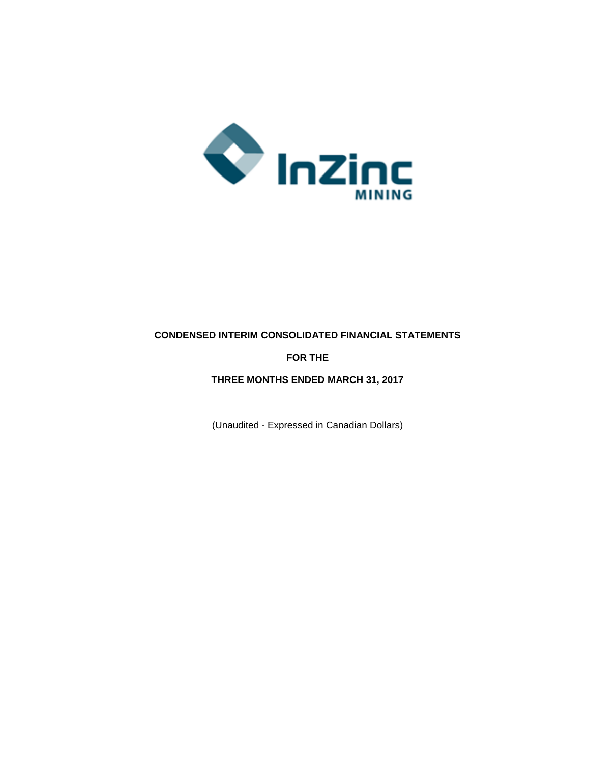InZinc MINING

**CONDENSED INTERIM CONSOLIDATED FINANCIAL STATEMENTS**

**FOR THE**

**THREE MONTHS ENDED MARCH 31, 2017**

(Unaudited - Expressed in Canadian Dollars)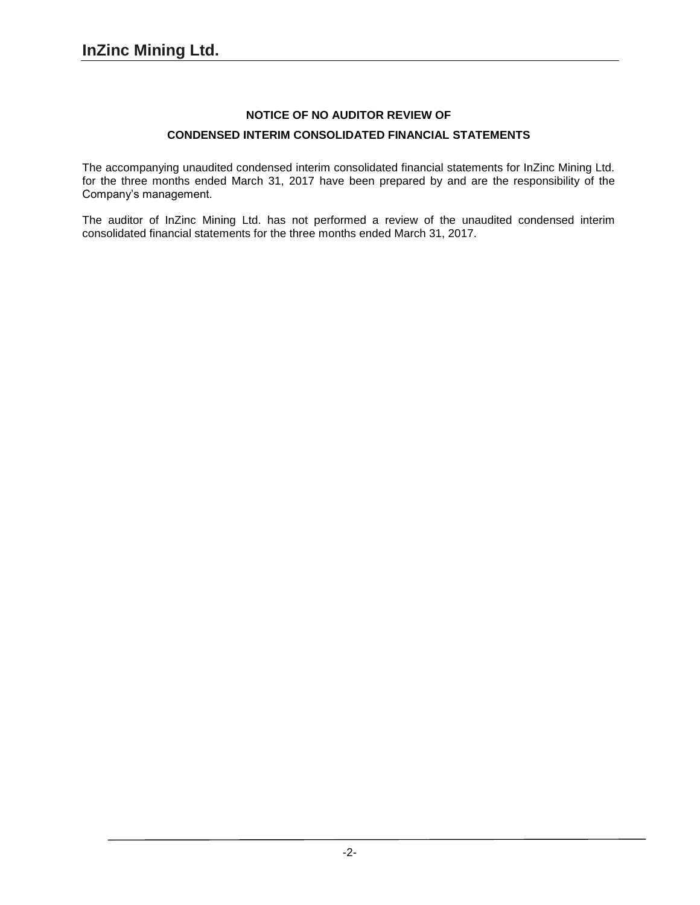**NOTICE OF NO AUDITOR REVIEW OF**

**CONDENSED INTERIM CONSOLIDATED FINANCIAL STATEMENTS**

The accompanying unaudited condensed interim consolidated financial statements for InZinc Mining Ltd. for the three months ended March 31, 2017 have been prepared by and are the responsibility of the Company's management.

The auditor of InZinc Mining Ltd. has not performed a review of the unaudited condensed interim consolidated financial statements for the three months ended March 31, 2017.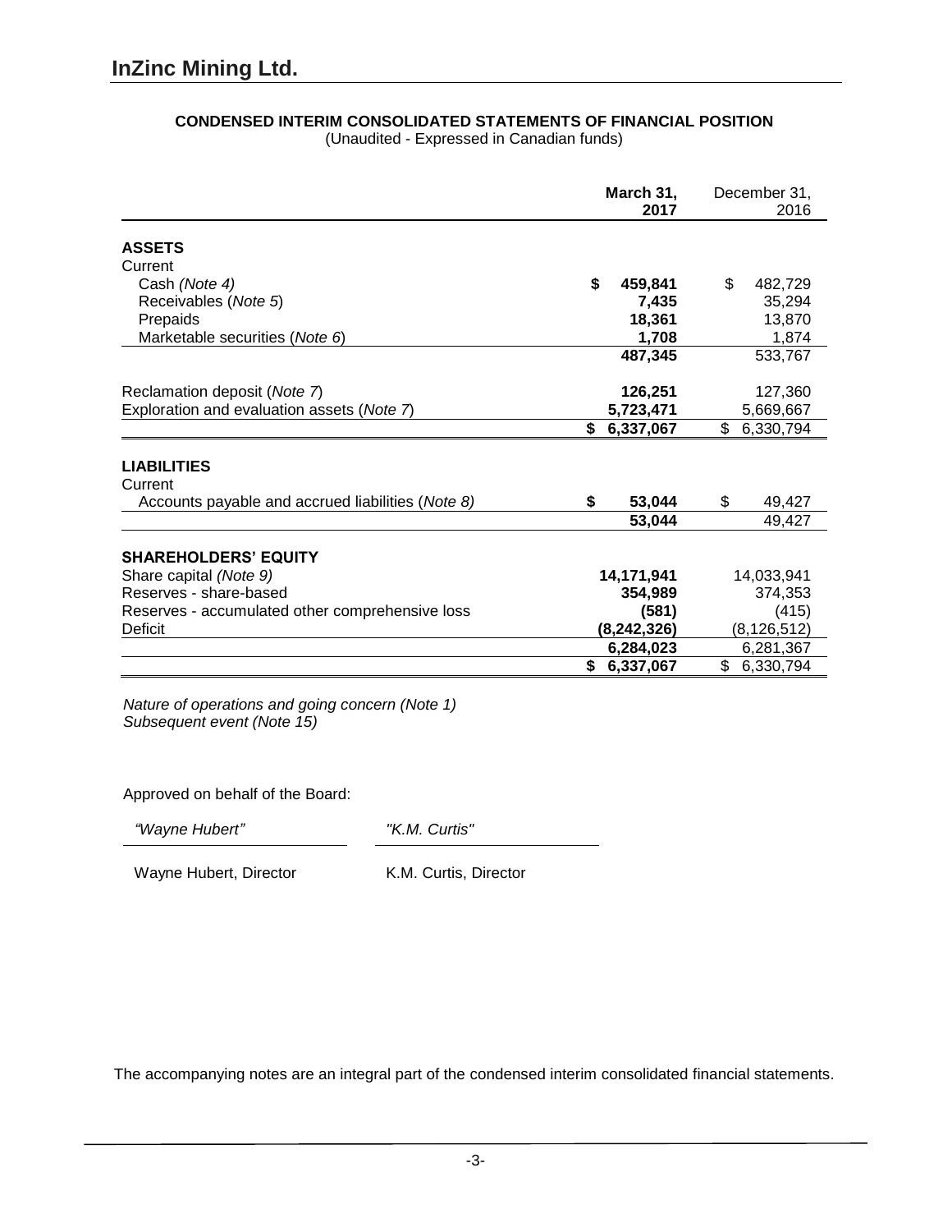# InZinc Mining Ltd.

## CONDENSED INTERIM CONSOLIDATED STATEMENTS OF FINANCIAL POSITION

(Unaudited - Expressed in Canadian funds)

| | March 31, 2017 | December 31, 2016 |
|---|---|---|
| **ASSETS** | | |
| Current | | |
| Cash *(Note 4)* | **$ 459,841** | $ 482,729 |
| Receivables (*Note 5*) | **7,435** | 35,294 |
| Prepaids | **18,361** | 13,870 |
| Marketable securities (*Note 6*) | **1,708** | 1,874 |
| | **487,345** | 533,767 |
| Reclamation deposit (*Note 7*) | **126,251** | 127,360 |
| Exploration and evaluation assets (*Note 7*) | **5,723,471** | 5,669,667 |
| | **$ 6,337,067** | $ 6,330,794 |
| **LIABILITIES** | | |
| Current | | |
| Accounts payable and accrued liabilities (*Note 8)* | **$ 53,044** | $ 49,427 |
| | **53,044** | 49,427 |
| **SHAREHOLDERS' EQUITY** | | |
| Share capital *(Note 9)* | **14,171,941** | 14,033,941 |
| Reserves - share-based | **354,989** | 374,353 |
| Reserves - accumulated other comprehensive loss | **(581)** | (415) |
| Deficit | **(8,242,326)** | (8,126,512) |
| | **6,284,023** | 6,281,367 |
| | **$ 6,337,067** | $ 6,330,794 |

*Nature of operations and going concern (Note 1)*
*Subsequent event (Note 15)*

Approved on behalf of the Board:

| *"Wayne Hubert"* | *"K.M. Curtis"* |
|---|---|
| Wayne Hubert, Director | K.M. Curtis, Director |

The accompanying notes are an integral part of the condensed interim consolidated financial statements.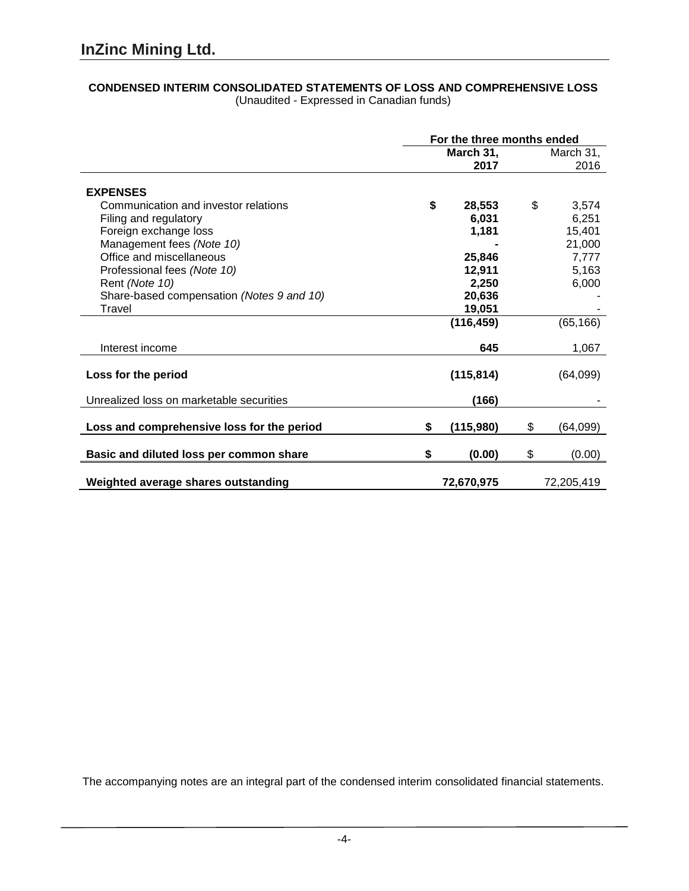# InZinc Mining Ltd.

**CONDENSED INTERIM CONSOLIDATED STATEMENTS OF LOSS AND COMPREHENSIVE LOSS**
(Unaudited - Expressed in Canadian funds)

| | For the three months ended | |
|---|---|---|
| | **March 31, 2017** | March 31, 2016 |
| **EXPENSES** | | |
| Communication and investor relations | **$ 28,553** | $ 3,574 |
| Filing and regulatory | **6,031** | 6,251 |
| Foreign exchange loss | **1,181** | 15,401 |
| Management fees *(Note 10)* | **-** | 21,000 |
| Office and miscellaneous | **25,846** | 7,777 |
| Professional fees *(Note 10)* | **12,911** | 5,163 |
| Rent *(Note 10)* | **2,250** | 6,000 |
| Share-based compensation *(Notes 9 and 10)* | **20,636** | - |
| Travel | **19,051** | - |
| | **(116,459)** | (65,166) |
| Interest income | **645** | 1,067 |
| **Loss for the period** | **(115,814)** | (64,099) |
| Unrealized loss on marketable securities | **(166)** | - |
| **Loss and comprehensive loss for the period** | **$ (115,980)** | $ (64,099) |
| **Basic and diluted loss per common share** | **$ (0.00)** | $ (0.00) |
| **Weighted average shares outstanding** | **72,670,975** | 72,205,419 |

The accompanying notes are an integral part of the condensed interim consolidated financial statements.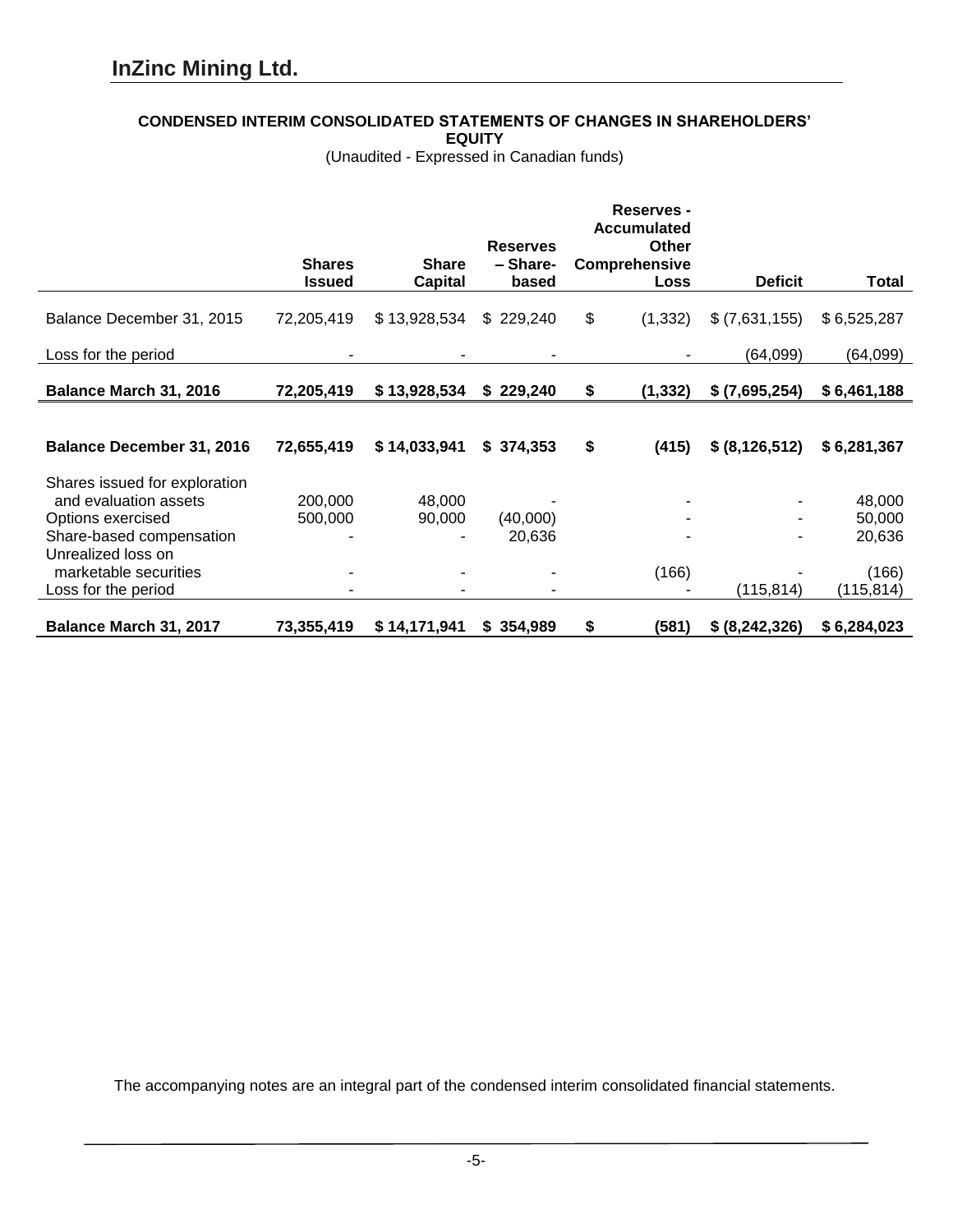**InZinc Mining Ltd.**

## CONDENSED INTERIM CONSOLIDATED STATEMENTS OF CHANGES IN SHAREHOLDERS' EQUITY

(Unaudited - Expressed in Canadian funds)

| | Shares Issued | Share Capital | Reserves – Share-based | Reserves - Accumulated Other Comprehensive Loss | Deficit | Total |
|---|---|---|---|---|---|---|
| Balance December 31, 2015 | 72,205,419 | $ 13,928,534 | $ 229,240 | $ (1,332) | $ (7,631,155) | $ 6,525,287 |
| Loss for the period | - | - | - | - | (64,099) | (64,099) |
| **Balance March 31, 2016** | **72,205,419** | **$ 13,928,534** | **$ 229,240** | **$ (1,332)** | **$ (7,695,254)** | **$ 6,461,188** |
| | | | | | | |
| **Balance December 31, 2016** | **72,655,419** | **$ 14,033,941** | **$ 374,353** | **$ (415)** | **$ (8,126,512)** | **$ 6,281,367** |
| Shares issued for exploration and evaluation assets | 200,000 | 48,000 | - | - | - | 48,000 |
| Options exercised | 500,000 | 90,000 | (40,000) | - | - | 50,000 |
| Share-based compensation | - | - | 20,636 | - | - | 20,636 |
| Unrealized loss on marketable securities | - | - | - | (166) | - | (166) |
| Loss for the period | - | - | - | - | (115,814) | (115,814) |
| **Balance March 31, 2017** | **73,355,419** | **$ 14,171,941** | **$ 354,989** | **$ (581)** | **$ (8,242,326)** | **$ 6,284,023** |

The accompanying notes are an integral part of the condensed interim consolidated financial statements.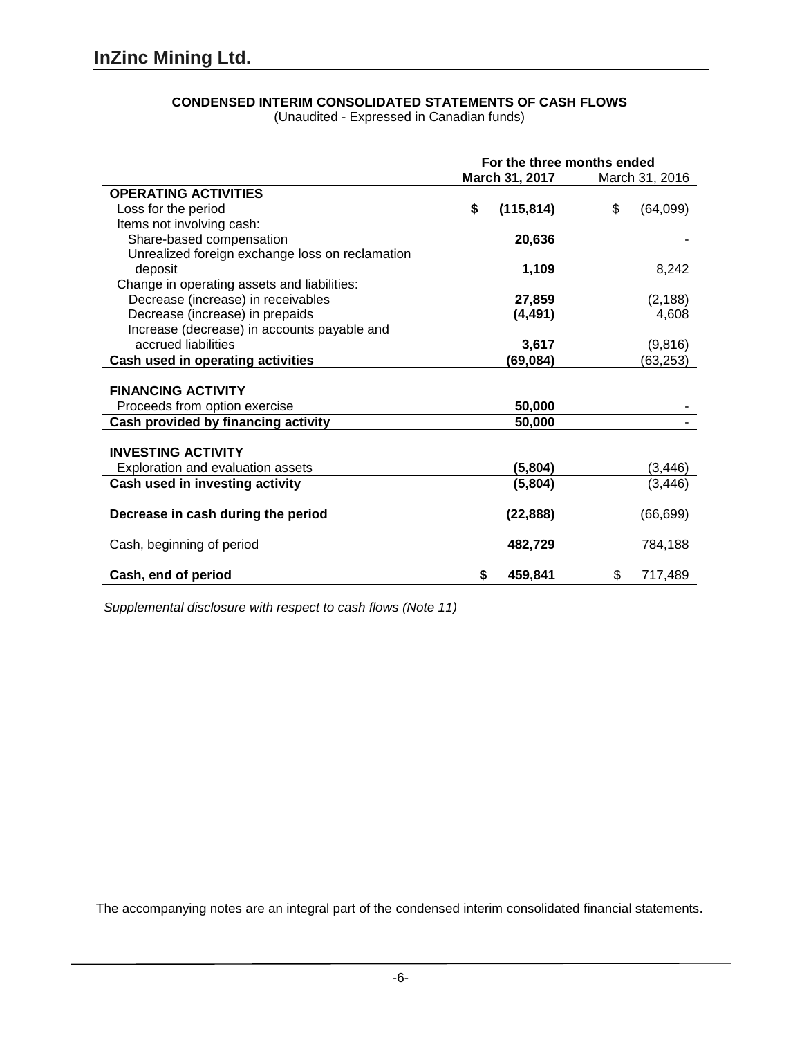# InZinc Mining Ltd.

## CONDENSED INTERIM CONSOLIDATED STATEMENTS OF CASH FLOWS

(Unaudited - Expressed in Canadian funds)

| | For the three months ended | |
|---|---|---|
| | **March 31, 2017** | March 31, 2016 |
| **OPERATING ACTIVITIES** | | |
| Loss for the period | **$ (115,814)** | $ (64,099) |
| Items not involving cash: | | |
| Share-based compensation | **20,636** | - |
| Unrealized foreign exchange loss on reclamation deposit | **1,109** | 8,242 |
| Change in operating assets and liabilities: | | |
| Decrease (increase) in receivables | **27,859** | (2,188) |
| Decrease (increase) in prepaids | **(4,491)** | 4,608 |
| Increase (decrease) in accounts payable and accrued liabilities | **3,617** | (9,816) |
| **Cash used in operating activities** | **(69,084)** | (63,253) |
| | | |
| **FINANCING ACTIVITY** | | |
| Proceeds from option exercise | **50,000** | - |
| **Cash provided by financing activity** | **50,000** | - |
| | | |
| **INVESTING ACTIVITY** | | |
| Exploration and evaluation assets | **(5,804)** | (3,446) |
| **Cash used in investing activity** | **(5,804)** | (3,446) |
| | | |
| **Decrease in cash during the period** | **(22,888)** | (66,699) |
| | | |
| Cash, beginning of period | **482,729** | 784,188 |
| | | |
| **Cash, end of period** | **$ 459,841** | $ 717,489 |

*Supplemental disclosure with respect to cash flows (Note 11)*

The accompanying notes are an integral part of the condensed interim consolidated financial statements.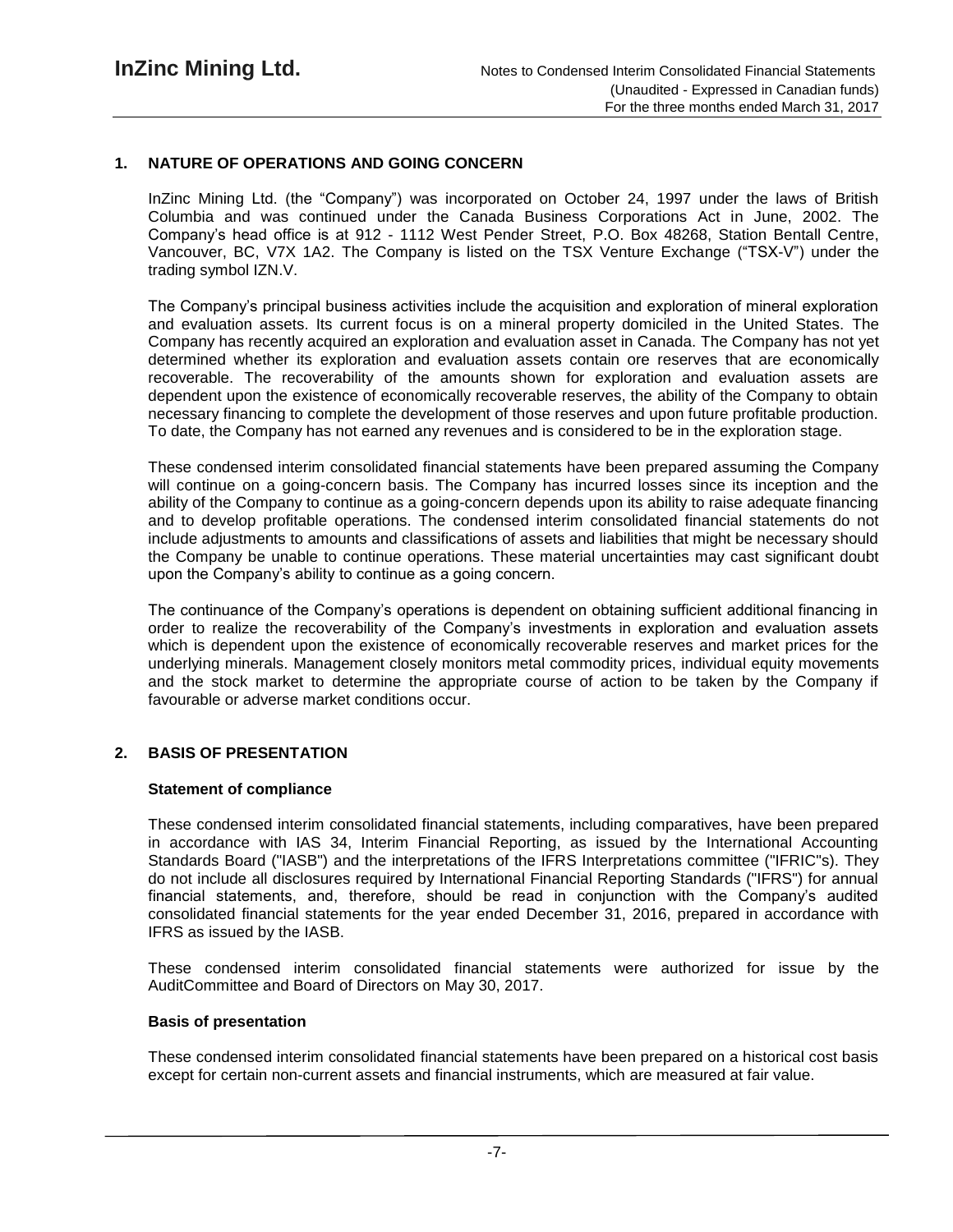## 1. NATURE OF OPERATIONS AND GOING CONCERN

InZinc Mining Ltd. (the "Company") was incorporated on October 24, 1997 under the laws of British Columbia and was continued under the Canada Business Corporations Act in June, 2002. The Company's head office is at 912 - 1112 West Pender Street, P.O. Box 48268, Station Bentall Centre, Vancouver, BC, V7X 1A2. The Company is listed on the TSX Venture Exchange ("TSX-V") under the trading symbol IZN.V.

The Company's principal business activities include the acquisition and exploration of mineral exploration and evaluation assets. Its current focus is on a mineral property domiciled in the United States. The Company has recently acquired an exploration and evaluation asset in Canada. The Company has not yet determined whether its exploration and evaluation assets contain ore reserves that are economically recoverable. The recoverability of the amounts shown for exploration and evaluation assets are dependent upon the existence of economically recoverable reserves, the ability of the Company to obtain necessary financing to complete the development of those reserves and upon future profitable production. To date, the Company has not earned any revenues and is considered to be in the exploration stage.

These condensed interim consolidated financial statements have been prepared assuming the Company will continue on a going-concern basis. The Company has incurred losses since its inception and the ability of the Company to continue as a going-concern depends upon its ability to raise adequate financing and to develop profitable operations. The condensed interim consolidated financial statements do not include adjustments to amounts and classifications of assets and liabilities that might be necessary should the Company be unable to continue operations. These material uncertainties may cast significant doubt upon the Company's ability to continue as a going concern.

The continuance of the Company's operations is dependent on obtaining sufficient additional financing in order to realize the recoverability of the Company's investments in exploration and evaluation assets which is dependent upon the existence of economically recoverable reserves and market prices for the underlying minerals. Management closely monitors metal commodity prices, individual equity movements and the stock market to determine the appropriate course of action to be taken by the Company if favourable or adverse market conditions occur.

## 2. BASIS OF PRESENTATION

### Statement of compliance

These condensed interim consolidated financial statements, including comparatives, have been prepared in accordance with IAS 34, Interim Financial Reporting, as issued by the International Accounting Standards Board ("IASB") and the interpretations of the IFRS Interpretations committee ("IFRIC"s). They do not include all disclosures required by International Financial Reporting Standards ("IFRS") for annual financial statements, and, therefore, should be read in conjunction with the Company's audited consolidated financial statements for the year ended December 31, 2016, prepared in accordance with IFRS as issued by the IASB.

These condensed interim consolidated financial statements were authorized for issue by the AuditCommittee and Board of Directors on May 30, 2017.

### Basis of presentation

These condensed interim consolidated financial statements have been prepared on a historical cost basis except for certain non-current assets and financial instruments, which are measured at fair value.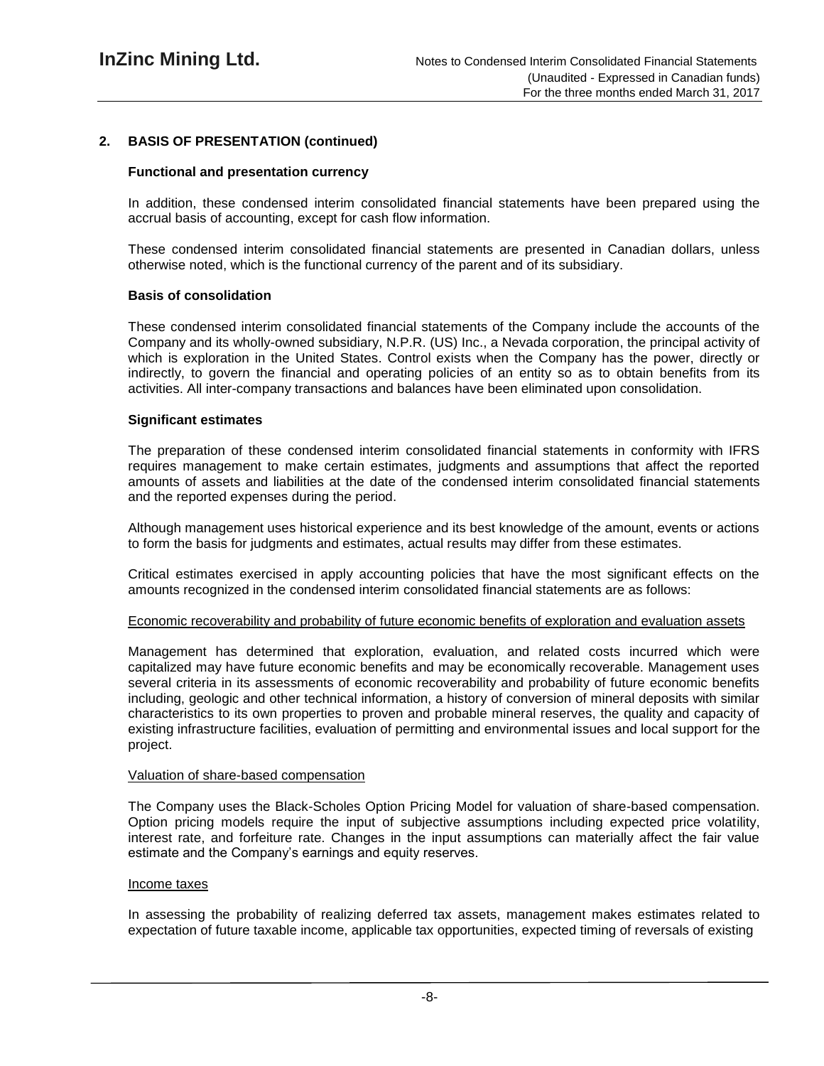## 2. BASIS OF PRESENTATION (continued)

### Functional and presentation currency

In addition, these condensed interim consolidated financial statements have been prepared using the accrual basis of accounting, except for cash flow information.

These condensed interim consolidated financial statements are presented in Canadian dollars, unless otherwise noted, which is the functional currency of the parent and of its subsidiary.

### Basis of consolidation

These condensed interim consolidated financial statements of the Company include the accounts of the Company and its wholly-owned subsidiary, N.P.R. (US) Inc., a Nevada corporation, the principal activity of which is exploration in the United States. Control exists when the Company has the power, directly or indirectly, to govern the financial and operating policies of an entity so as to obtain benefits from its activities. All inter-company transactions and balances have been eliminated upon consolidation.

### Significant estimates

The preparation of these condensed interim consolidated financial statements in conformity with IFRS requires management to make certain estimates, judgments and assumptions that affect the reported amounts of assets and liabilities at the date of the condensed interim consolidated financial statements and the reported expenses during the period.

Although management uses historical experience and its best knowledge of the amount, events or actions to form the basis for judgments and estimates, actual results may differ from these estimates.

Critical estimates exercised in apply accounting policies that have the most significant effects on the amounts recognized in the condensed interim consolidated financial statements are as follows:

Economic recoverability and probability of future economic benefits of exploration and evaluation assets

Management has determined that exploration, evaluation, and related costs incurred which were capitalized may have future economic benefits and may be economically recoverable. Management uses several criteria in its assessments of economic recoverability and probability of future economic benefits including, geologic and other technical information, a history of conversion of mineral deposits with similar characteristics to its own properties to proven and probable mineral reserves, the quality and capacity of existing infrastructure facilities, evaluation of permitting and environmental issues and local support for the project.

Valuation of share-based compensation

The Company uses the Black-Scholes Option Pricing Model for valuation of share-based compensation. Option pricing models require the input of subjective assumptions including expected price volatility, interest rate, and forfeiture rate. Changes in the input assumptions can materially affect the fair value estimate and the Company's earnings and equity reserves.

Income taxes

In assessing the probability of realizing deferred tax assets, management makes estimates related to expectation of future taxable income, applicable tax opportunities, expected timing of reversals of existing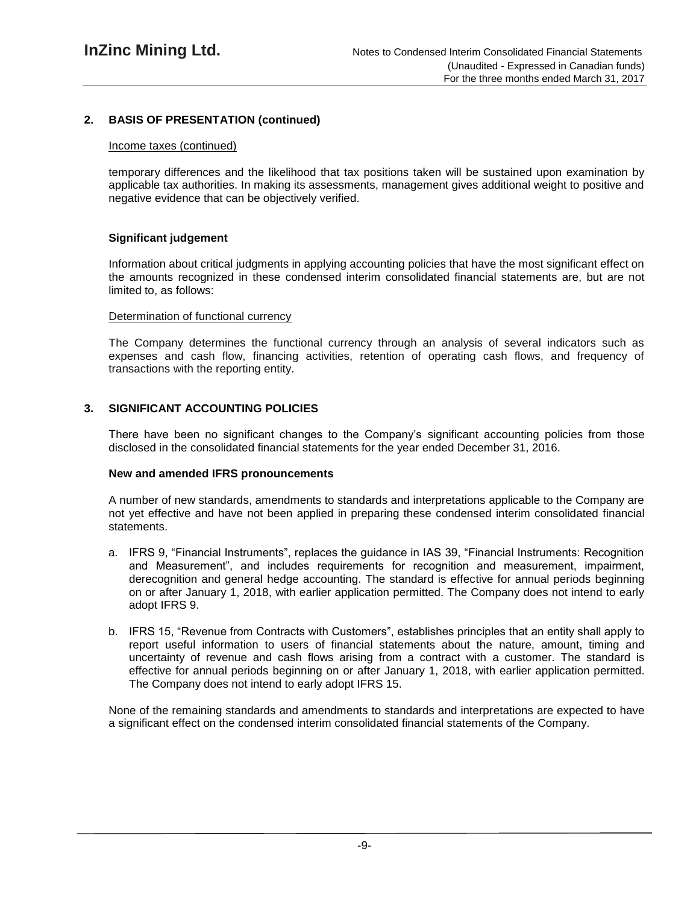## 2. BASIS OF PRESENTATION (continued)

Income taxes (continued)

temporary differences and the likelihood that tax positions taken will be sustained upon examination by applicable tax authorities. In making its assessments, management gives additional weight to positive and negative evidence that can be objectively verified.

### Significant judgement

Information about critical judgments in applying accounting policies that have the most significant effect on the amounts recognized in these condensed interim consolidated financial statements are, but are not limited to, as follows:

Determination of functional currency

The Company determines the functional currency through an analysis of several indicators such as expenses and cash flow, financing activities, retention of operating cash flows, and frequency of transactions with the reporting entity.

## 3. SIGNIFICANT ACCOUNTING POLICIES

There have been no significant changes to the Company's significant accounting policies from those disclosed in the consolidated financial statements for the year ended December 31, 2016.

### New and amended IFRS pronouncements

A number of new standards, amendments to standards and interpretations applicable to the Company are not yet effective and have not been applied in preparing these condensed interim consolidated financial statements.

a. IFRS 9, "Financial Instruments", replaces the guidance in IAS 39, "Financial Instruments: Recognition and Measurement", and includes requirements for recognition and measurement, impairment, derecognition and general hedge accounting. The standard is effective for annual periods beginning on or after January 1, 2018, with earlier application permitted. The Company does not intend to early adopt IFRS 9.

b. IFRS 15, "Revenue from Contracts with Customers", establishes principles that an entity shall apply to report useful information to users of financial statements about the nature, amount, timing and uncertainty of revenue and cash flows arising from a contract with a customer. The standard is effective for annual periods beginning on or after January 1, 2018, with earlier application permitted. The Company does not intend to early adopt IFRS 15.

None of the remaining standards and amendments to standards and interpretations are expected to have a significant effect on the condensed interim consolidated financial statements of the Company.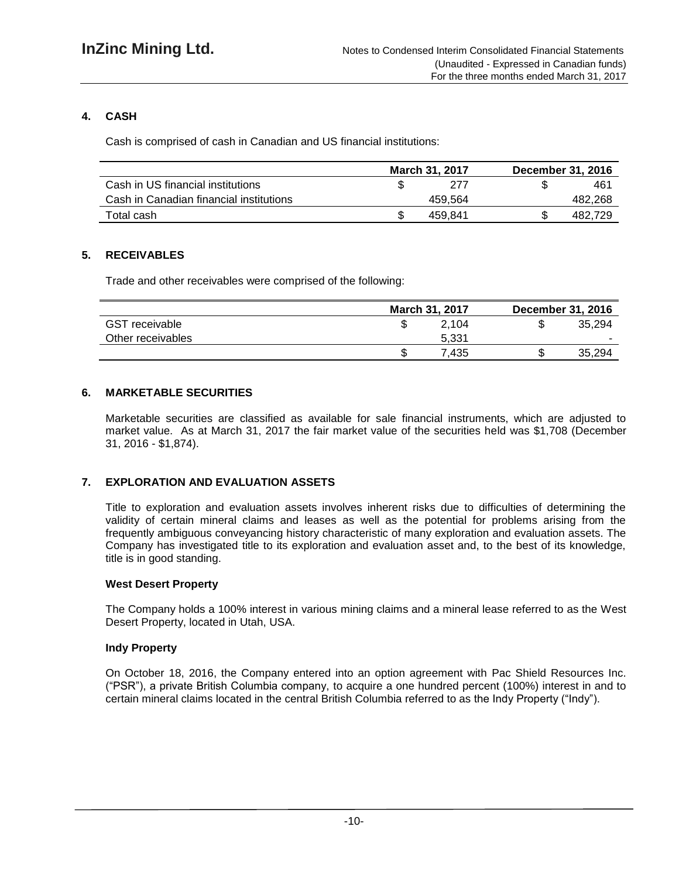## 4. CASH

Cash is comprised of cash in Canadian and US financial institutions:

| | March 31, 2017 | December 31, 2016 |
|---|---|---|
| Cash in US financial institutions | $ 277 | $ 461 |
| Cash in Canadian financial institutions | 459,564 | 482,268 |
| Total cash | $ 459,841 | $ 482,729 |

## 5. RECEIVABLES

Trade and other receivables were comprised of the following:

| | March 31, 2017 | December 31, 2016 |
|---|---|---|
| GST receivable | $ 2,104 | $ 35,294 |
| Other receivables | 5,331 | - |
| | $ 7,435 | $ 35,294 |

## 6. MARKETABLE SECURITIES

Marketable securities are classified as available for sale financial instruments, which are adjusted to market value. As at March 31, 2017 the fair market value of the securities held was $1,708 (December 31, 2016 - $1,874).

## 7. EXPLORATION AND EVALUATION ASSETS

Title to exploration and evaluation assets involves inherent risks due to difficulties of determining the validity of certain mineral claims and leases as well as the potential for problems arising from the frequently ambiguous conveyancing history characteristic of many exploration and evaluation assets. The Company has investigated title to its exploration and evaluation asset and, to the best of its knowledge, title is in good standing.

**West Desert Property**

The Company holds a 100% interest in various mining claims and a mineral lease referred to as the West Desert Property, located in Utah, USA.

**Indy Property**

On October 18, 2016, the Company entered into an option agreement with Pac Shield Resources Inc. ("PSR"), a private British Columbia company, to acquire a one hundred percent (100%) interest in and to certain mineral claims located in the central British Columbia referred to as the Indy Property ("Indy").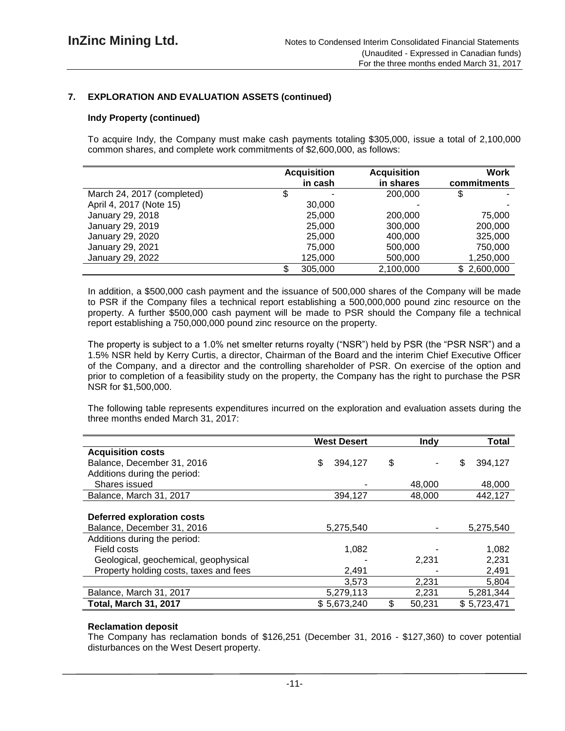## 7. EXPLORATION AND EVALUATION ASSETS (continued)

### Indy Property (continued)

To acquire Indy, the Company must make cash payments totaling \$305,000, issue a total of 2,100,000 common shares, and complete work commitments of \$2,600,000, as follows:

| | Acquisition in cash | Acquisition in shares | Work commitments |
|---|---|---|---|
| March 24, 2017 (completed) | $ - | 200,000 | $ - |
| April 4, 2017 (Note 15) | 30,000 | - | - |
| January 29, 2018 | 25,000 | 200,000 | 75,000 |
| January 29, 2019 | 25,000 | 300,000 | 200,000 |
| January 29, 2020 | 25,000 | 400,000 | 325,000 |
| January 29, 2021 | 75,000 | 500,000 | 750,000 |
| January 29, 2022 | 125,000 | 500,000 | 1,250,000 |
| | $ 305,000 | 2,100,000 | $ 2,600,000 |

In addition, a \$500,000 cash payment and the issuance of 500,000 shares of the Company will be made to PSR if the Company files a technical report establishing a 500,000,000 pound zinc resource on the property. A further \$500,000 cash payment will be made to PSR should the Company file a technical report establishing a 750,000,000 pound zinc resource on the property.

The property is subject to a 1.0% net smelter returns royalty ("NSR") held by PSR (the "PSR NSR") and a 1.5% NSR held by Kerry Curtis, a director, Chairman of the Board and the interim Chief Executive Officer of the Company, and a director and the controlling shareholder of PSR. On exercise of the option and prior to completion of a feasibility study on the property, the Company has the right to purchase the PSR NSR for \$1,500,000.

The following table represents expenditures incurred on the exploration and evaluation assets during the three months ended March 31, 2017:

| | West Desert | Indy | Total |
|---|---|---|---|
| **Acquisition costs** | | | |
| Balance, December 31, 2016 | $ 394,127 | $ - | $ 394,127 |
| Additions during the period: | | | |
| Shares issued | - | 48,000 | 48,000 |
| Balance, March 31, 2017 | 394,127 | 48,000 | 442,127 |
| | | | |
| **Deferred exploration costs** | | | |
| Balance, December 31, 2016 | 5,275,540 | - | 5,275,540 |
| Additions during the period: | | | |
| Field costs | 1,082 | - | 1,082 |
| Geological, geochemical, geophysical | - | 2,231 | 2,231 |
| Property holding costs, taxes and fees | 2,491 | - | 2,491 |
| | 3,573 | 2,231 | 5,804 |
| Balance, March 31, 2017 | 5,279,113 | 2,231 | 5,281,344 |
| **Total, March 31, 2017** | $ 5,673,240 | $ 50,231 | $ 5,723,471 |

### Reclamation deposit

The Company has reclamation bonds of \$126,251 (December 31, 2016 - \$127,360) to cover potential disturbances on the West Desert property.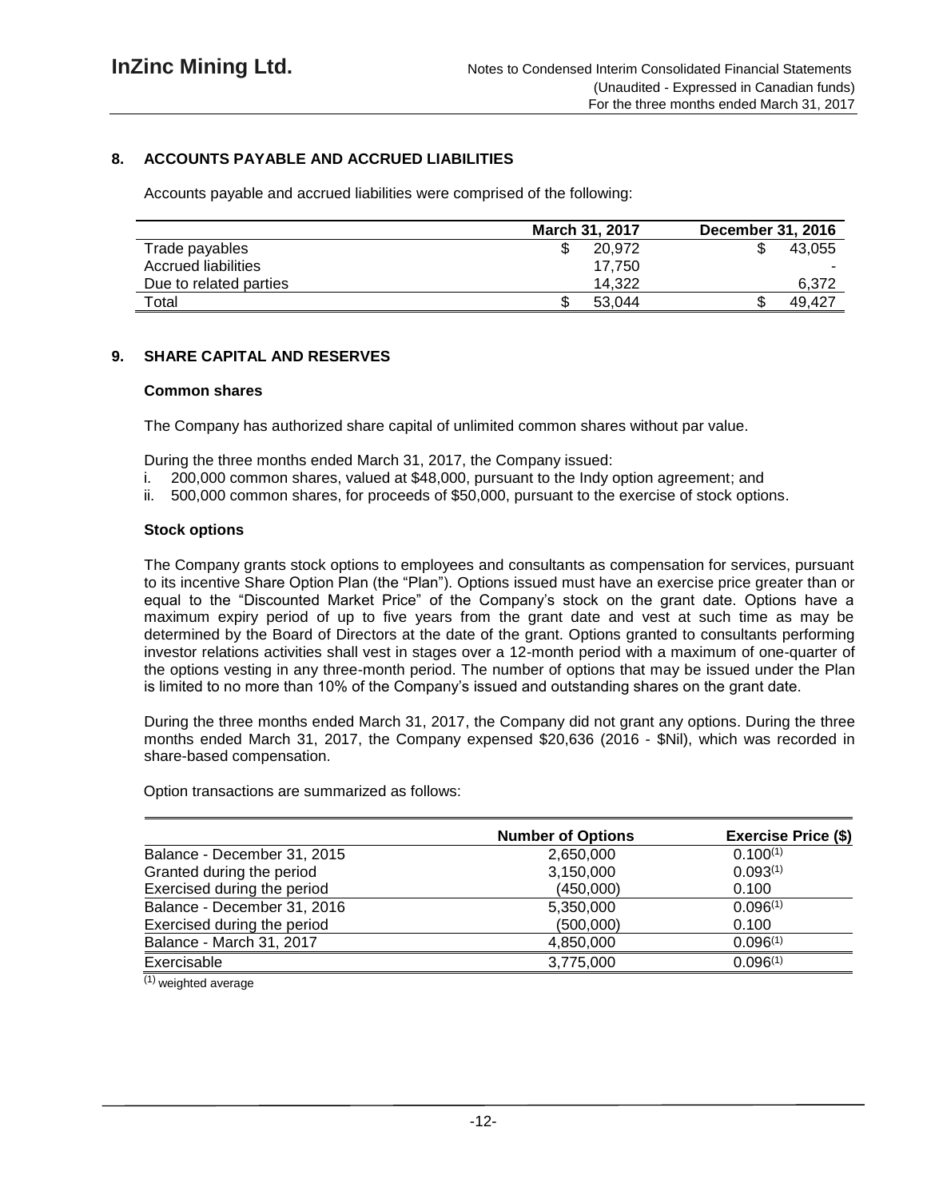## 8. ACCOUNTS PAYABLE AND ACCRUED LIABILITIES

Accounts payable and accrued liabilities were comprised of the following:

| | March 31, 2017 | December 31, 2016 |
|---|---|---|
| Trade payables | $ 20,972 | $ 43,055 |
| Accrued liabilities | 17,750 | - |
| Due to related parties | 14,322 | 6,372 |
| Total | $ 53,044 | $ 49,427 |

## 9. SHARE CAPITAL AND RESERVES

### Common shares

The Company has authorized share capital of unlimited common shares without par value.

During the three months ended March 31, 2017, the Company issued:

i. 200,000 common shares, valued at $48,000, pursuant to the Indy option agreement; and
ii. 500,000 common shares, for proceeds of $50,000, pursuant to the exercise of stock options.

### Stock options

The Company grants stock options to employees and consultants as compensation for services, pursuant to its incentive Share Option Plan (the "Plan"). Options issued must have an exercise price greater than or equal to the "Discounted Market Price" of the Company's stock on the grant date. Options have a maximum expiry period of up to five years from the grant date and vest at such time as may be determined by the Board of Directors at the date of the grant. Options granted to consultants performing investor relations activities shall vest in stages over a 12-month period with a maximum of one-quarter of the options vesting in any three-month period. The number of options that may be issued under the Plan is limited to no more than 10% of the Company's issued and outstanding shares on the grant date.

During the three months ended March 31, 2017, the Company did not grant any options. During the three months ended March 31, 2017, the Company expensed $20,636 (2016 - $Nil), which was recorded in share-based compensation.

Option transactions are summarized as follows:

| | Number of Options | Exercise Price ($) |
|---|---|---|
| Balance - December 31, 2015 | 2,650,000 | 0.100[(1)] |
| Granted during the period | 3,150,000 | 0.093[(1)] |
| Exercised during the period | (450,000) | 0.100 |
| Balance - December 31, 2016 | 5,350,000 | 0.096[(1)] |
| Exercised during the period | (500,000) | 0.100 |
| Balance - March 31, 2017 | 4,850,000 | 0.096[(1)] |
| Exercisable | 3,775,000 | 0.096[(1)] |

[(1)] weighted average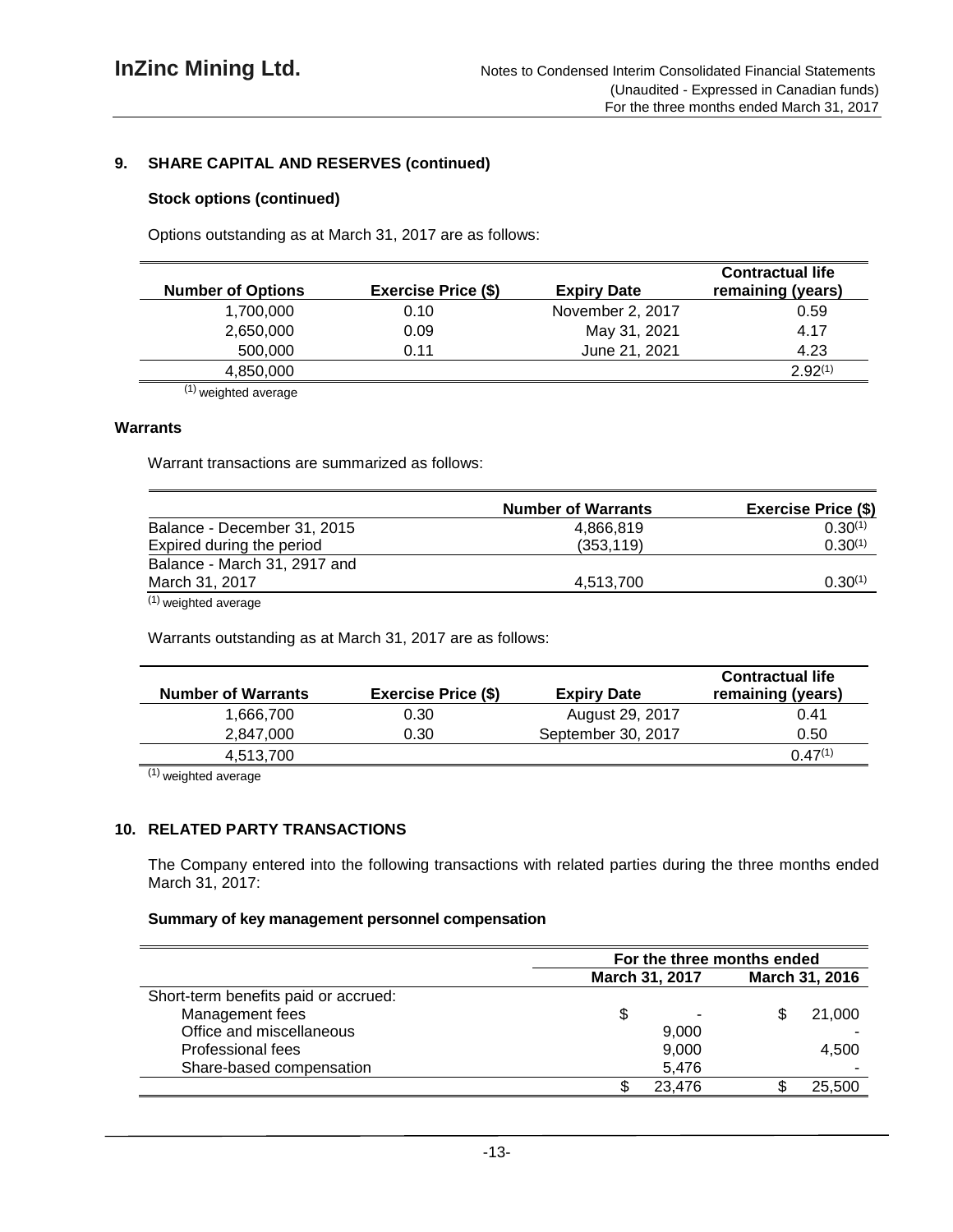## 9. SHARE CAPITAL AND RESERVES (continued)

### Stock options (continued)

Options outstanding as at March 31, 2017 are as follows:

| Number of Options | Exercise Price ($) | Expiry Date | Contractual life remaining (years) |
|---|---|---|---|
| 1,700,000 | 0.10 | November 2, 2017 | 0.59 |
| 2,650,000 | 0.09 | May 31, 2021 | 4.17 |
| 500,000 | 0.11 | June 21, 2021 | 4.23 |
| 4,850,000 | | | 2.92(1) |

(1) weighted average

### Warrants

Warrant transactions are summarized as follows:

| | Number of Warrants | Exercise Price ($) |
|---|---|---|
| Balance - December 31, 2015 | 4,866,819 | 0.30(1) |
| Expired during the period | (353,119) | 0.30(1) |
| Balance - March 31, 2917 and March 31, 2017 | 4,513,700 | 0.30(1) |

(1) weighted average

Warrants outstanding as at March 31, 2017 are as follows:

| Number of Warrants | Exercise Price ($) | Expiry Date | Contractual life remaining (years) |
|---|---|---|---|
| 1,666,700 | 0.30 | August 29, 2017 | 0.41 |
| 2,847,000 | 0.30 | September 30, 2017 | 0.50 |
| 4,513,700 | | | 0.47(1) |

(1) weighted average

## 10. RELATED PARTY TRANSACTIONS

The Company entered into the following transactions with related parties during the three months ended March 31, 2017:

### Summary of key management personnel compensation

| | For the three months ended | |
|---|---|---|
| | March 31, 2017 | March 31, 2016 |
| Short-term benefits paid or accrued: | | |
| Management fees | $ - | $ 21,000 |
| Office and miscellaneous | 9,000 | - |
| Professional fees | 9,000 | 4,500 |
| Share-based compensation | 5,476 | - |
| | $ 23,476 | $ 25,500 |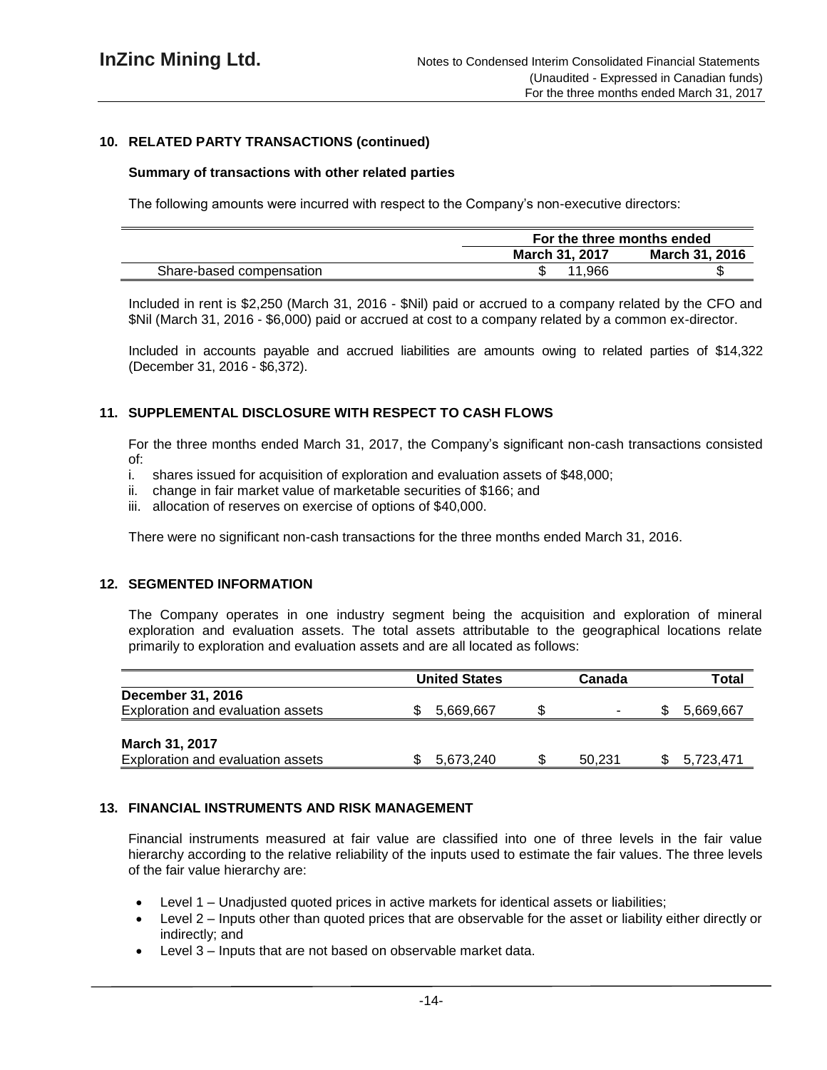## 10. RELATED PARTY TRANSACTIONS (continued)

### Summary of transactions with other related parties

The following amounts were incurred with respect to the Company's non-executive directors:

| | For the three months ended | |
|---|---|---|
| | March 31, 2017 | March 31, 2016 |
| Share-based compensation | $ 11,966 | $ |

Included in rent is $2,250 (March 31, 2016 - $Nil) paid or accrued to a company related by the CFO and $Nil (March 31, 2016 - $6,000) paid or accrued at cost to a company related by a common ex-director.

Included in accounts payable and accrued liabilities are amounts owing to related parties of $14,322 (December 31, 2016 - $6,372).

## 11. SUPPLEMENTAL DISCLOSURE WITH RESPECT TO CASH FLOWS

For the three months ended March 31, 2017, the Company's significant non-cash transactions consisted of:

i. shares issued for acquisition of exploration and evaluation assets of $48,000;
ii. change in fair market value of marketable securities of $166; and
iii. allocation of reserves on exercise of options of $40,000.

There were no significant non-cash transactions for the three months ended March 31, 2016.

## 12. SEGMENTED INFORMATION

The Company operates in one industry segment being the acquisition and exploration of mineral exploration and evaluation assets. The total assets attributable to the geographical locations relate primarily to exploration and evaluation assets and are all located as follows:

| | United States | Canada | Total |
|---|---|---|---|
| **December 31, 2016** | | | |
| Exploration and evaluation assets | $ 5,669,667 | $ - | $ 5,669,667 |
| **March 31, 2017** | | | |
| Exploration and evaluation assets | $ 5,673,240 | $ 50,231 | $ 5,723,471 |

## 13. FINANCIAL INSTRUMENTS AND RISK MANAGEMENT

Financial instruments measured at fair value are classified into one of three levels in the fair value hierarchy according to the relative reliability of the inputs used to estimate the fair values. The three levels of the fair value hierarchy are:

- Level 1 – Unadjusted quoted prices in active markets for identical assets or liabilities;
- Level 2 – Inputs other than quoted prices that are observable for the asset or liability either directly or indirectly; and
- Level 3 – Inputs that are not based on observable market data.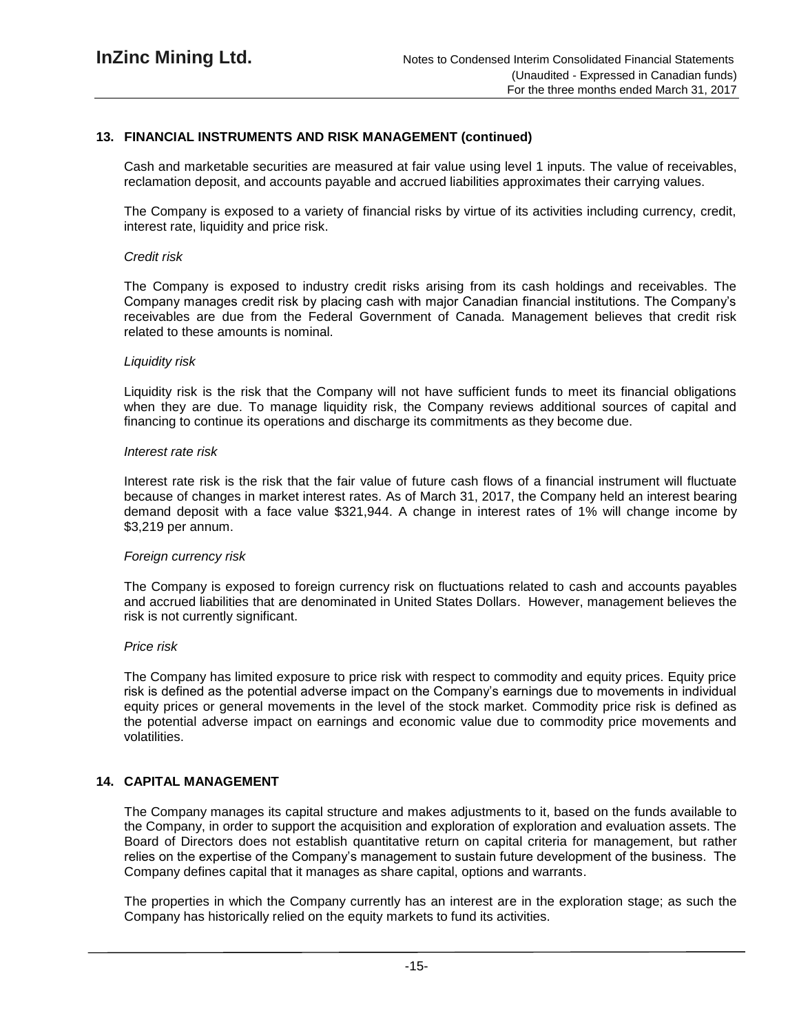## 13. FINANCIAL INSTRUMENTS AND RISK MANAGEMENT (continued)

Cash and marketable securities are measured at fair value using level 1 inputs. The value of receivables, reclamation deposit, and accounts payable and accrued liabilities approximates their carrying values.

The Company is exposed to a variety of financial risks by virtue of its activities including currency, credit, interest rate, liquidity and price risk.

*Credit risk*

The Company is exposed to industry credit risks arising from its cash holdings and receivables. The Company manages credit risk by placing cash with major Canadian financial institutions. The Company's receivables are due from the Federal Government of Canada. Management believes that credit risk related to these amounts is nominal.

*Liquidity risk*

Liquidity risk is the risk that the Company will not have sufficient funds to meet its financial obligations when they are due. To manage liquidity risk, the Company reviews additional sources of capital and financing to continue its operations and discharge its commitments as they become due.

*Interest rate risk*

Interest rate risk is the risk that the fair value of future cash flows of a financial instrument will fluctuate because of changes in market interest rates. As of March 31, 2017, the Company held an interest bearing demand deposit with a face value $321,944. A change in interest rates of 1% will change income by $3,219 per annum.

*Foreign currency risk*

The Company is exposed to foreign currency risk on fluctuations related to cash and accounts payables and accrued liabilities that are denominated in United States Dollars. However, management believes the risk is not currently significant.

*Price risk*

The Company has limited exposure to price risk with respect to commodity and equity prices. Equity price risk is defined as the potential adverse impact on the Company's earnings due to movements in individual equity prices or general movements in the level of the stock market. Commodity price risk is defined as the potential adverse impact on earnings and economic value due to commodity price movements and volatilities.

## 14. CAPITAL MANAGEMENT

The Company manages its capital structure and makes adjustments to it, based on the funds available to the Company, in order to support the acquisition and exploration of exploration and evaluation assets. The Board of Directors does not establish quantitative return on capital criteria for management, but rather relies on the expertise of the Company's management to sustain future development of the business. The Company defines capital that it manages as share capital, options and warrants.

The properties in which the Company currently has an interest are in the exploration stage; as such the Company has historically relied on the equity markets to fund its activities.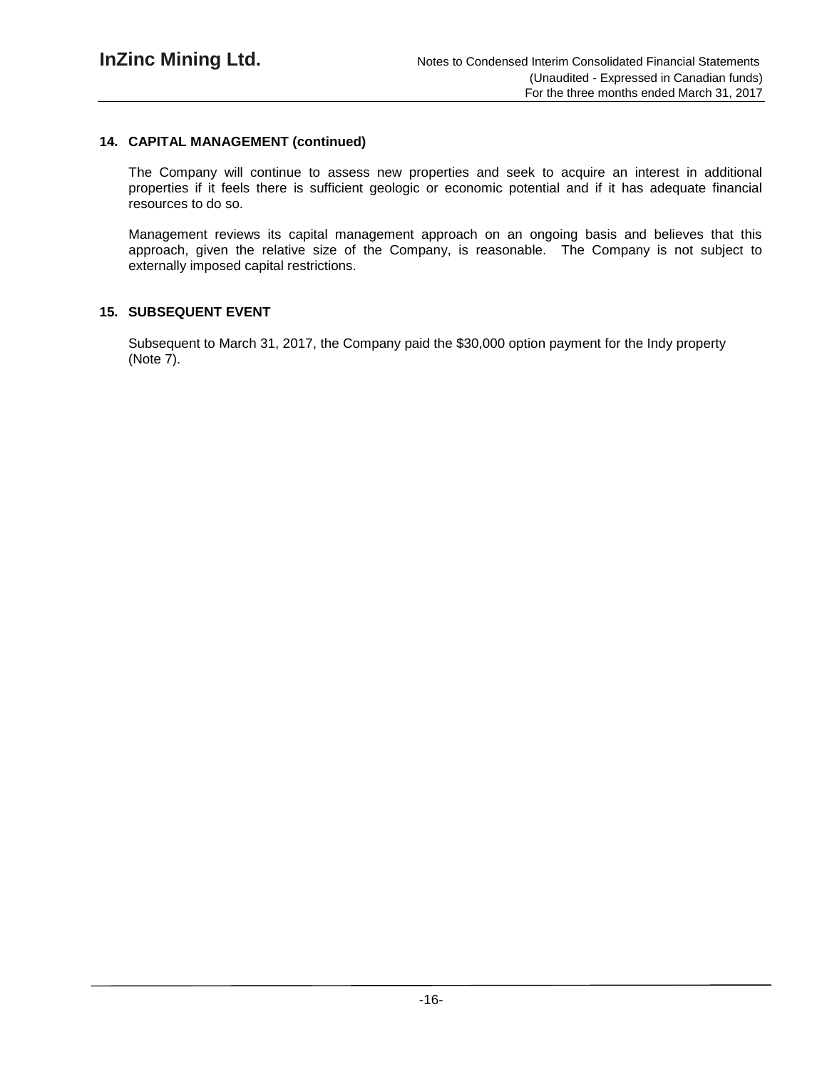## 14. CAPITAL MANAGEMENT (continued)

The Company will continue to assess new properties and seek to acquire an interest in additional properties if it feels there is sufficient geologic or economic potential and if it has adequate financial resources to do so.

Management reviews its capital management approach on an ongoing basis and believes that this approach, given the relative size of the Company, is reasonable. The Company is not subject to externally imposed capital restrictions.

## 15. SUBSEQUENT EVENT

Subsequent to March 31, 2017, the Company paid the $30,000 option payment for the Indy property (Note 7).